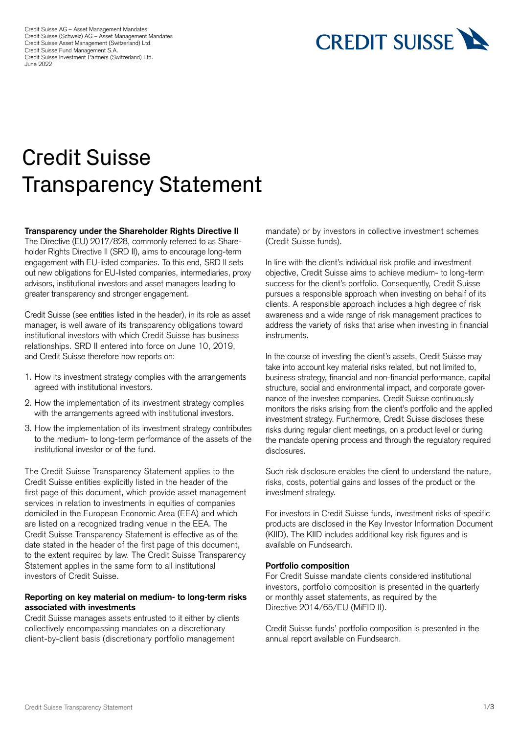Credit Suisse AG – Asset Management Mandates
Credit Suisse (Schweiz) AG – Asset Management Mandates
Credit Suisse Asset Management (Switzerland) Ltd.
Credit Suisse Fund Management S.A.
Credit Suisse Investment Partners (Switzerland) Ltd.
June 2022

# Credit Suisse Transparency Statement

**Transparency under the Shareholder Rights Directive II**

The Directive (EU) 2017/828, commonly referred to as Shareholder Rights Directive II (SRD II), aims to encourage long-term engagement with EU-listed companies. To this end, SRD II sets out new obligations for EU-listed companies, intermediaries, proxy advisors, institutional investors and asset managers leading to greater transparency and stronger engagement.

Credit Suisse (see entities listed in the header), in its role as asset manager, is well aware of its transparency obligations toward institutional investors with which Credit Suisse has business relationships. SRD II entered into force on June 10, 2019, and Credit Suisse therefore now reports on:

1. How its investment strategy complies with the arrangements agreed with institutional investors.
2. How the implementation of its investment strategy complies with the arrangements agreed with institutional investors.
3. How the implementation of its investment strategy contributes to the medium- to long-term performance of the assets of the institutional investor or of the fund.

The Credit Suisse Transparency Statement applies to the Credit Suisse entities explicitly listed in the header of the first page of this document, which provide asset management services in relation to investments in equities of companies domiciled in the European Economic Area (EEA) and which are listed on a recognized trading venue in the EEA. The Credit Suisse Transparency Statement is effective as of the date stated in the header of the first page of this document, to the extent required by law. The Credit Suisse Transparency Statement applies in the same form to all institutional investors of Credit Suisse.

**Reporting on key material on medium- to long-term risks associated with investments**

Credit Suisse manages assets entrusted to it either by clients collectively encompassing mandates on a discretionary client-by-client basis (discretionary portfolio management mandate) or by investors in collective investment schemes (Credit Suisse funds).

In line with the client's individual risk profile and investment objective, Credit Suisse aims to achieve medium- to long-term success for the client's portfolio. Consequently, Credit Suisse pursues a responsible approach when investing on behalf of its clients. A responsible approach includes a high degree of risk awareness and a wide range of risk management practices to address the variety of risks that arise when investing in financial instruments.

In the course of investing the client's assets, Credit Suisse may take into account key material risks related, but not limited to, business strategy, financial and non-financial performance, capital structure, social and environmental impact, and corporate governance of the investee companies. Credit Suisse continuously monitors the risks arising from the client's portfolio and the applied investment strategy. Furthermore, Credit Suisse discloses these risks during regular client meetings, on a product level or during the mandate opening process and through the regulatory required disclosures.

Such risk disclosure enables the client to understand the nature, risks, costs, potential gains and losses of the product or the investment strategy.

For investors in Credit Suisse funds, investment risks of specific products are disclosed in the Key Investor Information Document (KIID). The KIID includes additional key risk figures and is available on Fundsearch.

**Portfolio composition**

For Credit Suisse mandate clients considered institutional investors, portfolio composition is presented in the quarterly or monthly asset statements, as required by the Directive 2014/65/EU (MiFID II).

Credit Suisse funds' portfolio composition is presented in the annual report available on Fundsearch.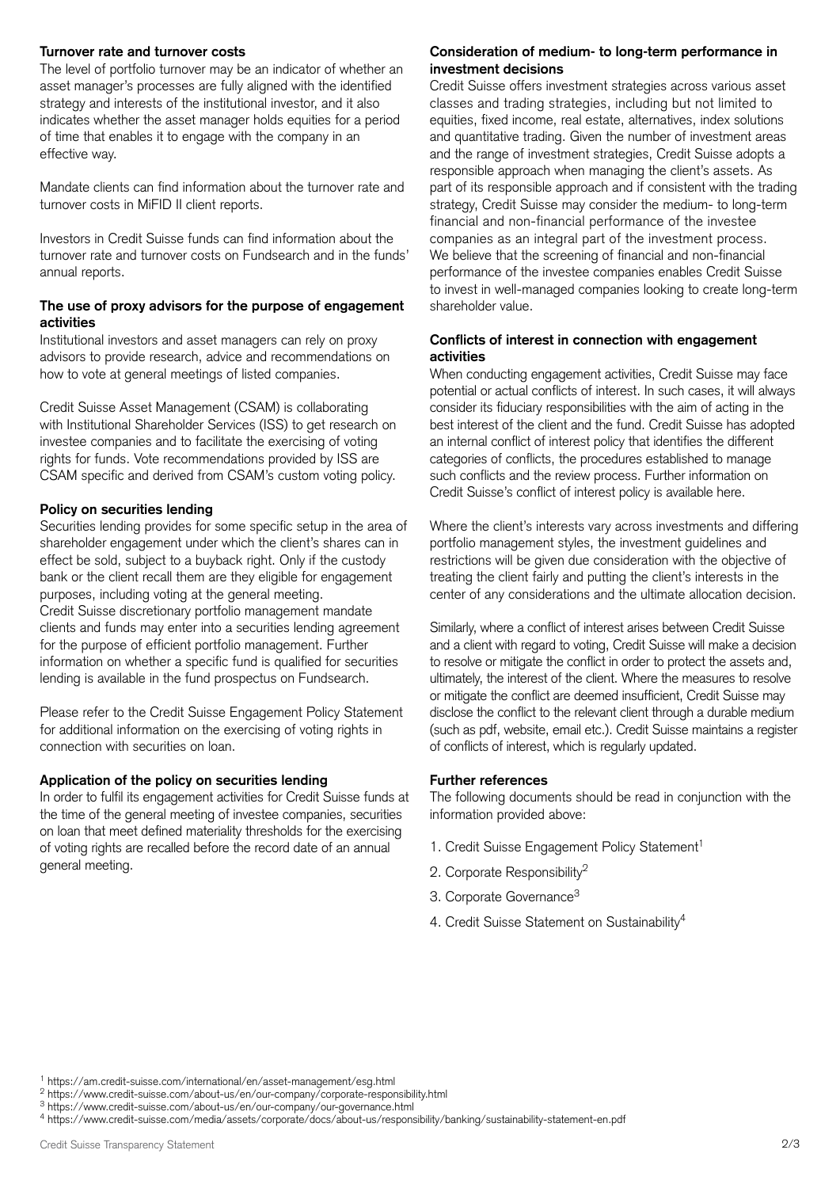### Turnover rate and turnover costs

The level of portfolio turnover may be an indicator of whether an asset manager's processes are fully aligned with the identified strategy and interests of the institutional investor, and it also indicates whether the asset manager holds equities for a period of time that enables it to engage with the company in an effective way.

Mandate clients can find information about the turnover rate and turnover costs in MiFID II client reports.

Investors in Credit Suisse funds can find information about the turnover rate and turnover costs on Fundsearch and in the funds' annual reports.

### The use of proxy advisors for the purpose of engagement activities

Institutional investors and asset managers can rely on proxy advisors to provide research, advice and recommendations on how to vote at general meetings of listed companies.

Credit Suisse Asset Management (CSAM) is collaborating with Institutional Shareholder Services (ISS) to get research on investee companies and to facilitate the exercising of voting rights for funds. Vote recommendations provided by ISS are CSAM specific and derived from CSAM's custom voting policy.

### Policy on securities lending

Securities lending provides for some specific setup in the area of shareholder engagement under which the client's shares can in effect be sold, subject to a buyback right. Only if the custody bank or the client recall them are they eligible for engagement purposes, including voting at the general meeting.
Credit Suisse discretionary portfolio management mandate clients and funds may enter into a securities lending agreement for the purpose of efficient portfolio management. Further information on whether a specific fund is qualified for securities lending is available in the fund prospectus on Fundsearch.

Please refer to the Credit Suisse Engagement Policy Statement for additional information on the exercising of voting rights in connection with securities on loan.

### Application of the policy on securities lending

In order to fulfil its engagement activities for Credit Suisse funds at the time of the general meeting of investee companies, securities on loan that meet defined materiality thresholds for the exercising of voting rights are recalled before the record date of an annual general meeting.

### Consideration of medium- to long-term performance in investment decisions

Credit Suisse offers investment strategies across various asset classes and trading strategies, including but not limited to equities, fixed income, real estate, alternatives, index solutions and quantitative trading. Given the number of investment areas and the range of investment strategies, Credit Suisse adopts a responsible approach when managing the client's assets. As part of its responsible approach and if consistent with the trading strategy, Credit Suisse may consider the medium- to long-term financial and non-financial performance of the investee companies as an integral part of the investment process. We believe that the screening of financial and non-financial performance of the investee companies enables Credit Suisse to invest in well-managed companies looking to create long-term shareholder value.

### Conflicts of interest in connection with engagement activities

When conducting engagement activities, Credit Suisse may face potential or actual conflicts of interest. In such cases, it will always consider its fiduciary responsibilities with the aim of acting in the best interest of the client and the fund. Credit Suisse has adopted an internal conflict of interest policy that identifies the different categories of conflicts, the procedures established to manage such conflicts and the review process. Further information on Credit Suisse's conflict of interest policy is available here.

Where the client's interests vary across investments and differing portfolio management styles, the investment guidelines and restrictions will be given due consideration with the objective of treating the client fairly and putting the client's interests in the center of any considerations and the ultimate allocation decision.

Similarly, where a conflict of interest arises between Credit Suisse and a client with regard to voting, Credit Suisse will make a decision to resolve or mitigate the conflict in order to protect the assets and, ultimately, the interest of the client. Where the measures to resolve or mitigate the conflict are deemed insufficient, Credit Suisse may disclose the conflict to the relevant client through a durable medium (such as pdf, website, email etc.). Credit Suisse maintains a register of conflicts of interest, which is regularly updated.

### Further references

The following documents should be read in conjunction with the information provided above:

1. Credit Suisse Engagement Policy Statement[1]
2. Corporate Responsibility[2]
3. Corporate Governance[3]
4. Credit Suisse Statement on Sustainability[4]

[1] https://am.credit-suisse.com/international/en/asset-management/esg.html
[2] https://www.credit-suisse.com/about-us/en/our-company/corporate-responsibility.html
[3] https://www.credit-suisse.com/about-us/en/our-company/our-governance.html
[4] https://www.credit-suisse.com/media/assets/corporate/docs/about-us/responsibility/banking/sustainability-statement-en.pdf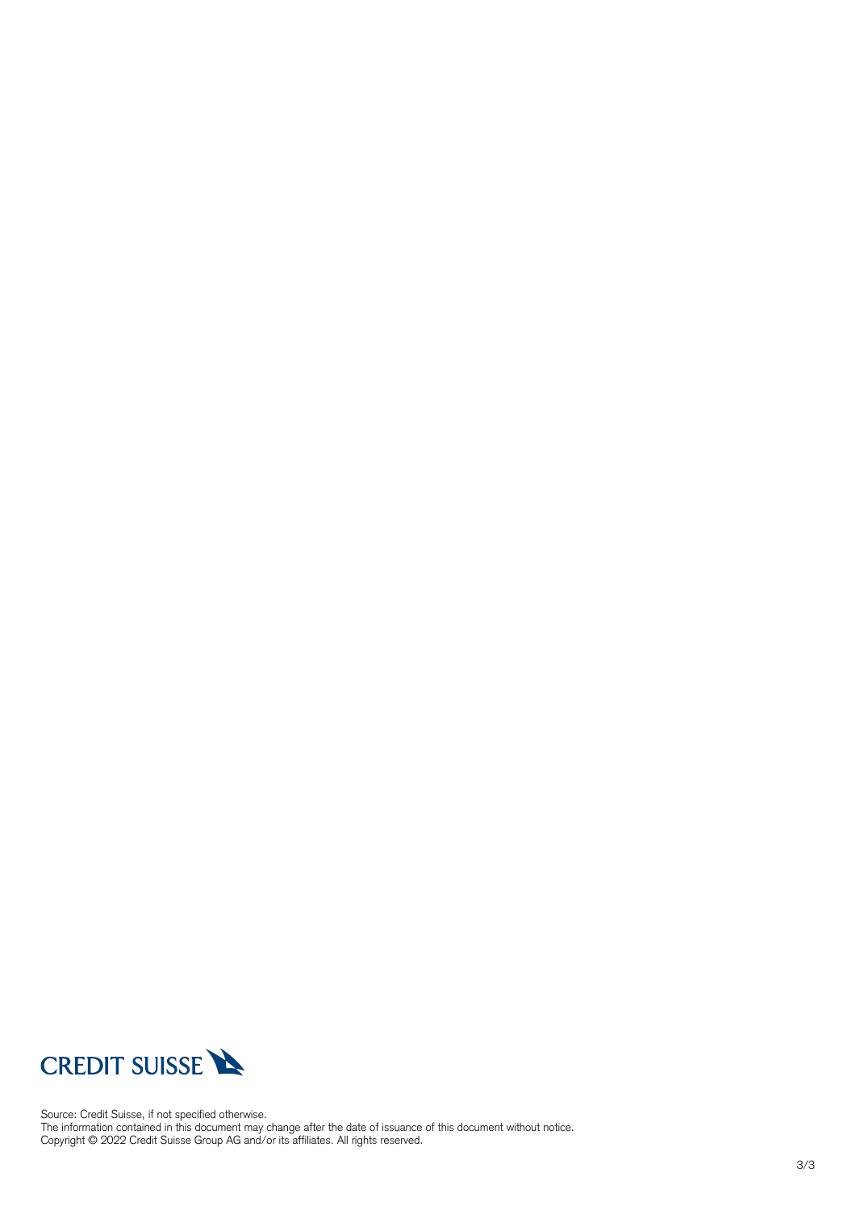CREDIT SUISSE

Source: Credit Suisse, if not specified otherwise.
The information contained in this document may change after the date of issuance of this document without notice.
Copyright © 2022 Credit Suisse Group AG and/or its affiliates. All rights reserved.